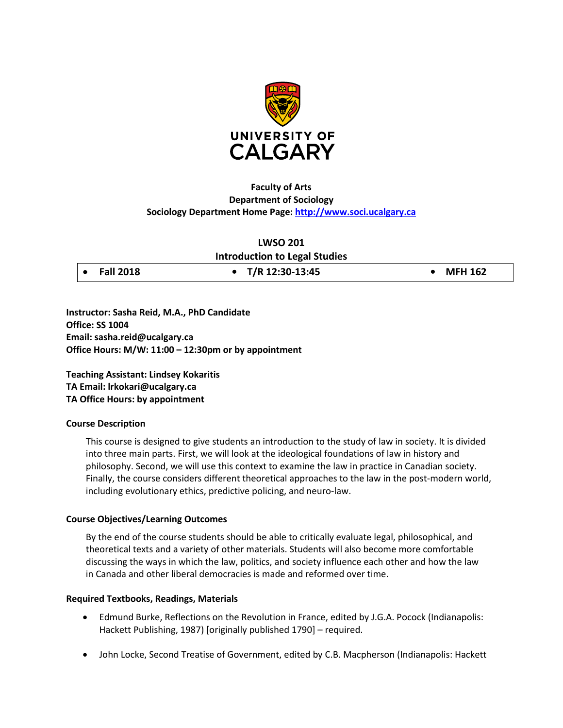**Faculty of Arts**
**Department of Sociology**
**Sociology Department Home Page: [http://www.soci.ucalgary.ca](http://www.soci.ucalgary.ca)**

# LWSO 201
## Introduction to Legal Studies

| • Fall 2018 | • T/R 12:30-13:45 | • MFH 162 |
|---|---|---|

**Instructor: Sasha Reid, M.A., PhD Candidate**
**Office: SS 1004**
**Email: sasha.reid@ucalgary.ca**
**Office Hours: M/W: 11:00 – 12:30pm or by appointment**

**Teaching Assistant: Lindsey Kokaritis**
**TA Email: lrkokari@ucalgary.ca**
**TA Office Hours: by appointment**

### Course Description

This course is designed to give students an introduction to the study of law in society. It is divided into three main parts. First, we will look at the ideological foundations of law in history and philosophy. Second, we will use this context to examine the law in practice in Canadian society. Finally, the course considers different theoretical approaches to the law in the post-modern world, including evolutionary ethics, predictive policing, and neuro-law.

### Course Objectives/Learning Outcomes

By the end of the course students should be able to critically evaluate legal, philosophical, and theoretical texts and a variety of other materials. Students will also become more comfortable discussing the ways in which the law, politics, and society influence each other and how the law in Canada and other liberal democracies is made and reformed over time.

### Required Textbooks, Readings, Materials

- Edmund Burke, Reflections on the Revolution in France, edited by J.G.A. Pocock (Indianapolis: Hackett Publishing, 1987) [originally published 1790] – required.
- John Locke, Second Treatise of Government, edited by C.B. Macpherson (Indianapolis: Hackett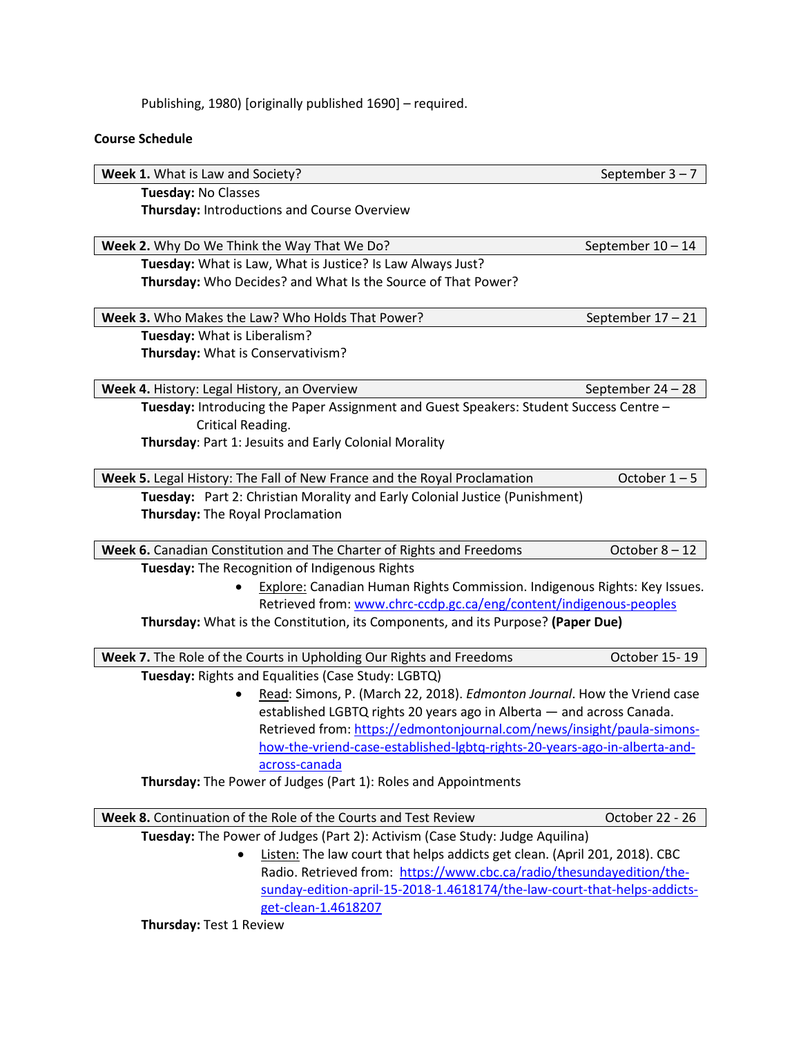Publishing, 1980) [originally published 1690] – required.

**Course Schedule**

**Week 1.** What is Law and Society? — September 3 – 7

**Tuesday:** No Classes
**Thursday:** Introductions and Course Overview

**Week 2.** Why Do We Think the Way That We Do? — September 10 – 14

**Tuesday:** What is Law, What is Justice? Is Law Always Just?
**Thursday:** Who Decides? and What Is the Source of That Power?

**Week 3.** Who Makes the Law? Who Holds That Power? — September 17 – 21

**Tuesday:** What is Liberalism?
**Thursday:** What is Conservativism?

**Week 4.** History: Legal History, an Overview — September 24 – 28

**Tuesday:** Introducing the Paper Assignment and Guest Speakers: Student Success Centre – Critical Reading.
**Thursday**: Part 1: Jesuits and Early Colonial Morality

**Week 5.** Legal History: The Fall of New France and the Royal Proclamation — October 1 – 5

**Tuesday:** Part 2: Christian Morality and Early Colonial Justice (Punishment)
**Thursday:** The Royal Proclamation

**Week 6.** Canadian Constitution and The Charter of Rights and Freedoms — October 8 – 12

**Tuesday:** The Recognition of Indigenous Rights

- Explore: Canadian Human Rights Commission. Indigenous Rights: Key Issues. Retrieved from: www.chrc-ccdp.gc.ca/eng/content/indigenous-peoples

**Thursday:** What is the Constitution, its Components, and its Purpose? **(Paper Due)**

**Week 7.** The Role of the Courts in Upholding Our Rights and Freedoms — October 15- 19

**Tuesday:** Rights and Equalities (Case Study: LGBTQ)

- Read: Simons, P. (March 22, 2018). *Edmonton Journal*. How the Vriend case established LGBTQ rights 20 years ago in Alberta — and across Canada. Retrieved from: https://edmontonjournal.com/news/insight/paula-simons-how-the-vriend-case-established-lgbtq-rights-20-years-ago-in-alberta-and-across-canada

**Thursday:** The Power of Judges (Part 1): Roles and Appointments

**Week 8.** Continuation of the Role of the Courts and Test Review — October 22 - 26

**Tuesday:** The Power of Judges (Part 2): Activism (Case Study: Judge Aquilina)

- Listen: The law court that helps addicts get clean. (April 201, 2018). CBC Radio. Retrieved from: https://www.cbc.ca/radio/thesundayedition/the-sunday-edition-april-15-2018-1.4618174/the-law-court-that-helps-addicts-get-clean-1.4618207

**Thursday:** Test 1 Review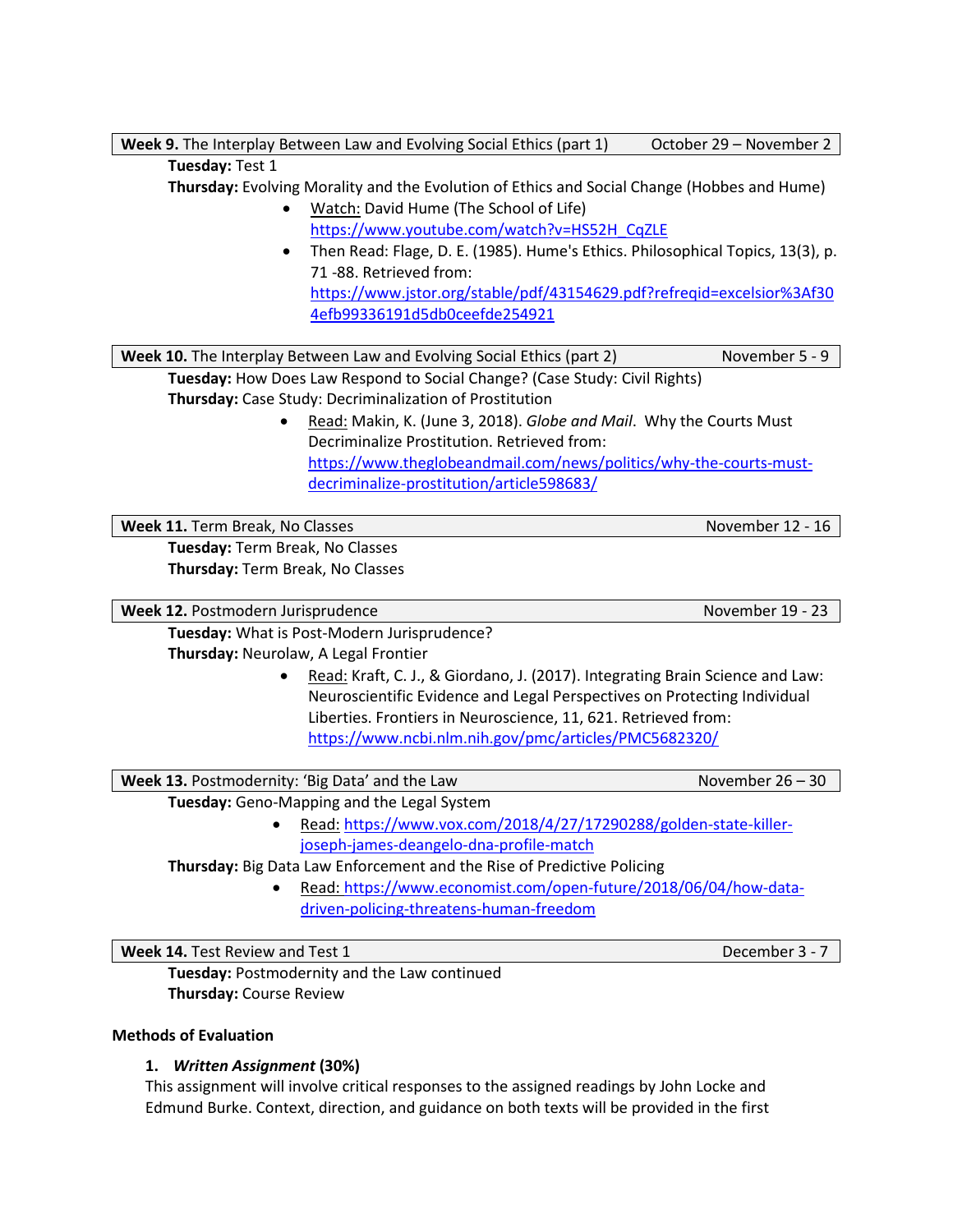| **Week 9.** The Interplay Between Law and Evolving Social Ethics (part 1) | October 29 – November 2 |
|---|---|

**Tuesday:** Test 1

**Thursday:** Evolving Morality and the Evolution of Ethics and Social Change (Hobbes and Hume)

- Watch: David Hume (The School of Life) https://www.youtube.com/watch?v=HS52H_CqZLE
- Then Read: Flage, D. E. (1985). Hume's Ethics. Philosophical Topics, 13(3), p. 71 -88. Retrieved from: https://www.jstor.org/stable/pdf/43154629.pdf?refreqid=excelsior%3Af304efb99336191d5db0ceefde254921

| **Week 10.** The Interplay Between Law and Evolving Social Ethics (part 2) | November 5 - 9 |
|---|---|

**Tuesday:** How Does Law Respond to Social Change? (Case Study: Civil Rights)

**Thursday:** Case Study: Decriminalization of Prostitution

- Read: Makin, K. (June 3, 2018). *Globe and Mail*. Why the Courts Must Decriminalize Prostitution. Retrieved from: https://www.theglobeandmail.com/news/politics/why-the-courts-must-decriminalize-prostitution/article598683/

| **Week 11.** Term Break, No Classes | November 12 - 16 |
|---|---|

**Tuesday:** Term Break, No Classes

**Thursday:** Term Break, No Classes

| **Week 12.** Postmodern Jurisprudence | November 19 - 23 |
|---|---|

**Tuesday:** What is Post-Modern Jurisprudence?

**Thursday:** Neurolaw, A Legal Frontier

- Read: Kraft, C. J., & Giordano, J. (2017). Integrating Brain Science and Law: Neuroscientific Evidence and Legal Perspectives on Protecting Individual Liberties. Frontiers in Neuroscience, 11, 621. Retrieved from: https://www.ncbi.nlm.nih.gov/pmc/articles/PMC5682320/

| **Week 13.** Postmodernity: 'Big Data' and the Law | November 26 – 30 |
|---|---|

**Tuesday:** Geno-Mapping and the Legal System

- Read: https://www.vox.com/2018/4/27/17290288/golden-state-killer-joseph-james-deangelo-dna-profile-match

**Thursday:** Big Data Law Enforcement and the Rise of Predictive Policing

- Read: https://www.economist.com/open-future/2018/06/04/how-data-driven-policing-threatens-human-freedom

| **Week 14.** Test Review and Test 1 | December 3 - 7 |
|---|---|

**Tuesday:** Postmodernity and the Law continued

**Thursday:** Course Review

**Methods of Evaluation**

1. ***Written Assignment*** **(30%)**
   This assignment will involve critical responses to the assigned readings by John Locke and Edmund Burke. Context, direction, and guidance on both texts will be provided in the first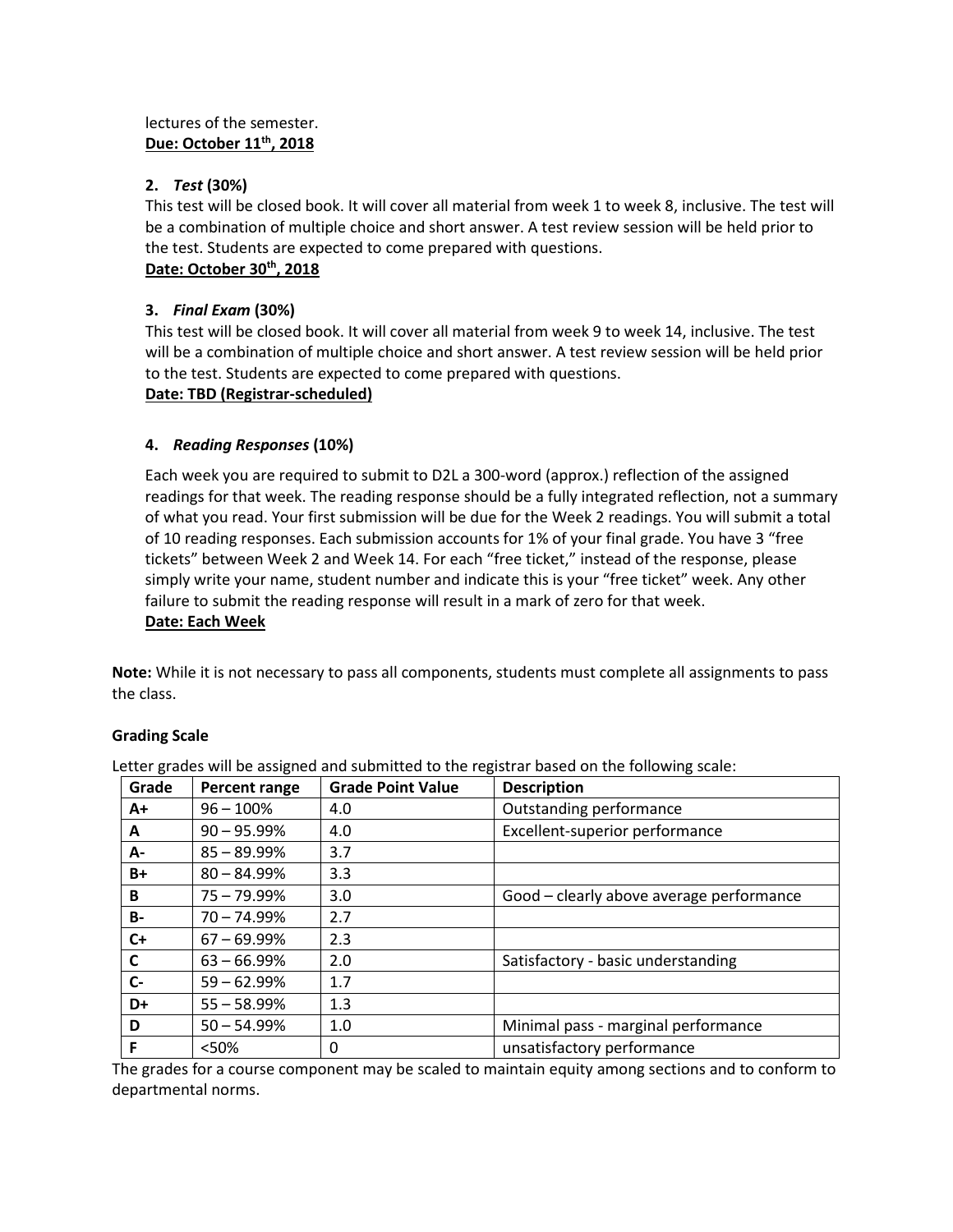lectures of the semester.
**Due: October 11th, 2018**

2. ***Test* (30%)**
   This test will be closed book. It will cover all material from week 1 to week 8, inclusive. The test will be a combination of multiple choice and short answer. A test review session will be held prior to the test. Students are expected to come prepared with questions.
   **Date: October 30th, 2018**

3. ***Final Exam* (30%)**
   This test will be closed book. It will cover all material from week 9 to week 14, inclusive. The test will be a combination of multiple choice and short answer. A test review session will be held prior to the test. Students are expected to come prepared with questions.
   **Date: TBD (Registrar-scheduled)**

4. ***Reading Responses* (10%)**

   Each week you are required to submit to D2L a 300-word (approx.) reflection of the assigned readings for that week. The reading response should be a fully integrated reflection, not a summary of what you read. Your first submission will be due for the Week 2 readings. You will submit a total of 10 reading responses. Each submission accounts for 1% of your final grade. You have 3 "free tickets" between Week 2 and Week 14. For each "free ticket," instead of the response, please simply write your name, student number and indicate this is your "free ticket" week. Any other failure to submit the reading response will result in a mark of zero for that week.
   **Date: Each Week**

**Note:** While it is not necessary to pass all components, students must complete all assignments to pass the class.

**Grading Scale**

Letter grades will be assigned and submitted to the registrar based on the following scale:

| Grade | Percent range | Grade Point Value | Description |
|---|---|---|---|
| A+ | 96 – 100% | 4.0 | Outstanding performance |
| A | 90 – 95.99% | 4.0 | Excellent-superior performance |
| A- | 85 – 89.99% | 3.7 | |
| B+ | 80 – 84.99% | 3.3 | |
| B | 75 – 79.99% | 3.0 | Good – clearly above average performance |
| B- | 70 – 74.99% | 2.7 | |
| C+ | 67 – 69.99% | 2.3 | |
| C | 63 – 66.99% | 2.0 | Satisfactory - basic understanding |
| C- | 59 – 62.99% | 1.7 | |
| D+ | 55 – 58.99% | 1.3 | |
| D | 50 – 54.99% | 1.0 | Minimal pass - marginal performance |
| F | <50% | 0 | unsatisfactory performance |

The grades for a course component may be scaled to maintain equity among sections and to conform to departmental norms.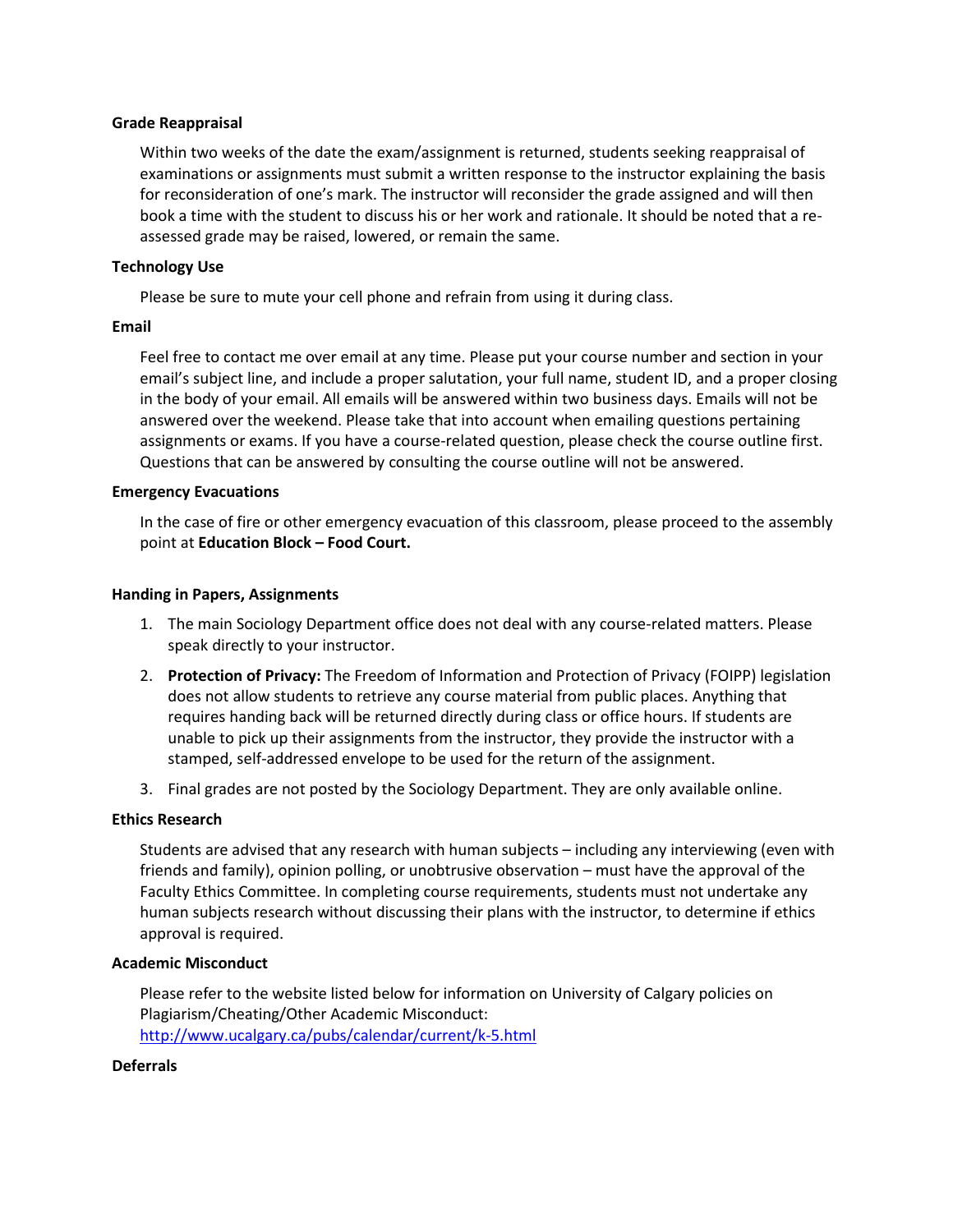### Grade Reappraisal

Within two weeks of the date the exam/assignment is returned, students seeking reappraisal of examinations or assignments must submit a written response to the instructor explaining the basis for reconsideration of one's mark. The instructor will reconsider the grade assigned and will then book a time with the student to discuss his or her work and rationale. It should be noted that a re-assessed grade may be raised, lowered, or remain the same.

### Technology Use

Please be sure to mute your cell phone and refrain from using it during class.

### Email

Feel free to contact me over email at any time. Please put your course number and section in your email's subject line, and include a proper salutation, your full name, student ID, and a proper closing in the body of your email. All emails will be answered within two business days. Emails will not be answered over the weekend. Please take that into account when emailing questions pertaining assignments or exams. If you have a course-related question, please check the course outline first. Questions that can be answered by consulting the course outline will not be answered.

### Emergency Evacuations

In the case of fire or other emergency evacuation of this classroom, please proceed to the assembly point at **Education Block – Food Court.**

### Handing in Papers, Assignments

1. The main Sociology Department office does not deal with any course-related matters. Please speak directly to your instructor.
2. **Protection of Privacy:** The Freedom of Information and Protection of Privacy (FOIPP) legislation does not allow students to retrieve any course material from public places. Anything that requires handing back will be returned directly during class or office hours. If students are unable to pick up their assignments from the instructor, they provide the instructor with a stamped, self-addressed envelope to be used for the return of the assignment.
3. Final grades are not posted by the Sociology Department. They are only available online.

### Ethics Research

Students are advised that any research with human subjects – including any interviewing (even with friends and family), opinion polling, or unobtrusive observation – must have the approval of the Faculty Ethics Committee. In completing course requirements, students must not undertake any human subjects research without discussing their plans with the instructor, to determine if ethics approval is required.

### Academic Misconduct

Please refer to the website listed below for information on University of Calgary policies on Plagiarism/Cheating/Other Academic Misconduct:
http://www.ucalgary.ca/pubs/calendar/current/k-5.html

### Deferrals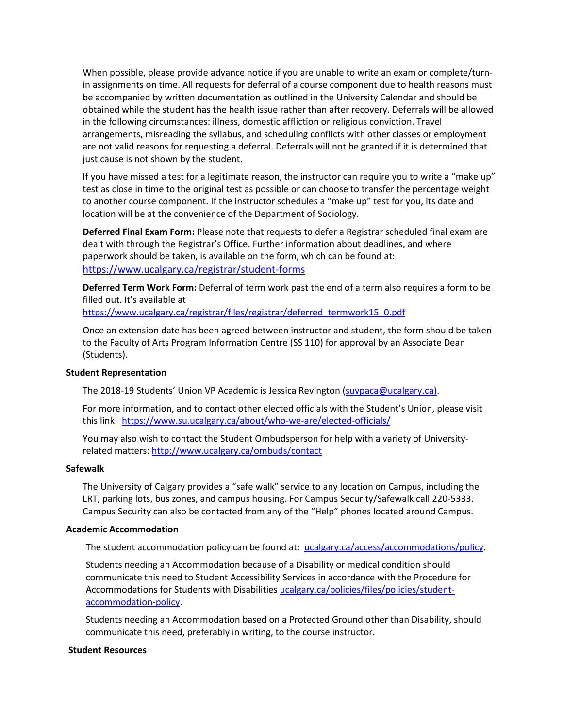When possible, please provide advance notice if you are unable to write an exam or complete/turn-in assignments on time. All requests for deferral of a course component due to health reasons must be accompanied by written documentation as outlined in the University Calendar and should be obtained while the student has the health issue rather than after recovery. Deferrals will be allowed in the following circumstances: illness, domestic affliction or religious conviction. Travel arrangements, misreading the syllabus, and scheduling conflicts with other classes or employment are not valid reasons for requesting a deferral. Deferrals will not be granted if it is determined that just cause is not shown by the student.

If you have missed a test for a legitimate reason, the instructor can require you to write a "make up" test as close in time to the original test as possible or can choose to transfer the percentage weight to another course component. If the instructor schedules a "make up" test for you, its date and location will be at the convenience of the Department of Sociology.

**Deferred Final Exam Form:** Please note that requests to defer a Registrar scheduled final exam are dealt with through the Registrar's Office. Further information about deadlines, and where paperwork should be taken, is available on the form, which can be found at: https://www.ucalgary.ca/registrar/student-forms

**Deferred Term Work Form:** Deferral of term work past the end of a term also requires a form to be filled out. It's available at https://www.ucalgary.ca/registrar/files/registrar/deferred_termwork15_0.pdf

Once an extension date has been agreed between instructor and student, the form should be taken to the Faculty of Arts Program Information Centre (SS 110) for approval by an Associate Dean (Students).

**Student Representation**

The 2018-19 Students' Union VP Academic is Jessica Revington (suvpaca@ucalgary.ca).

For more information, and to contact other elected officials with the Student's Union, please visit this link: https://www.su.ucalgary.ca/about/who-we-are/elected-officials/

You may also wish to contact the Student Ombudsperson for help with a variety of University-related matters: http://www.ucalgary.ca/ombuds/contact

**Safewalk**

The University of Calgary provides a "safe walk" service to any location on Campus, including the LRT, parking lots, bus zones, and campus housing. For Campus Security/Safewalk call 220-5333. Campus Security can also be contacted from any of the "Help" phones located around Campus.

**Academic Accommodation**

The student accommodation policy can be found at: ucalgary.ca/access/accommodations/policy.

Students needing an Accommodation because of a Disability or medical condition should communicate this need to Student Accessibility Services in accordance with the Procedure for Accommodations for Students with Disabilities ucalgary.ca/policies/files/policies/student-accommodation-policy.

Students needing an Accommodation based on a Protected Ground other than Disability, should communicate this need, preferably in writing, to the course instructor.

**Student Resources**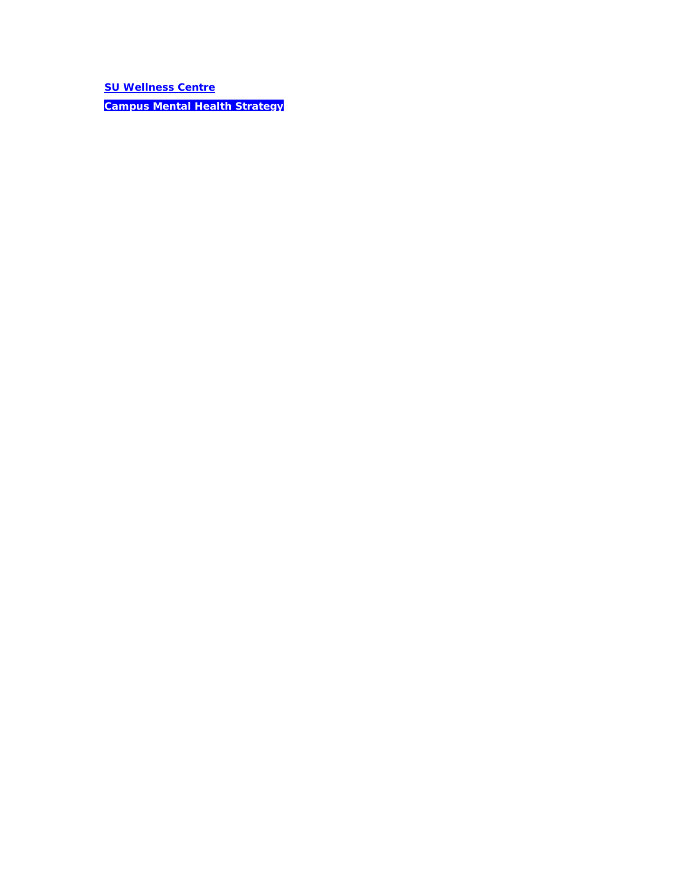**SU Wellness Centre**

**Campus Mental Health Strategy**